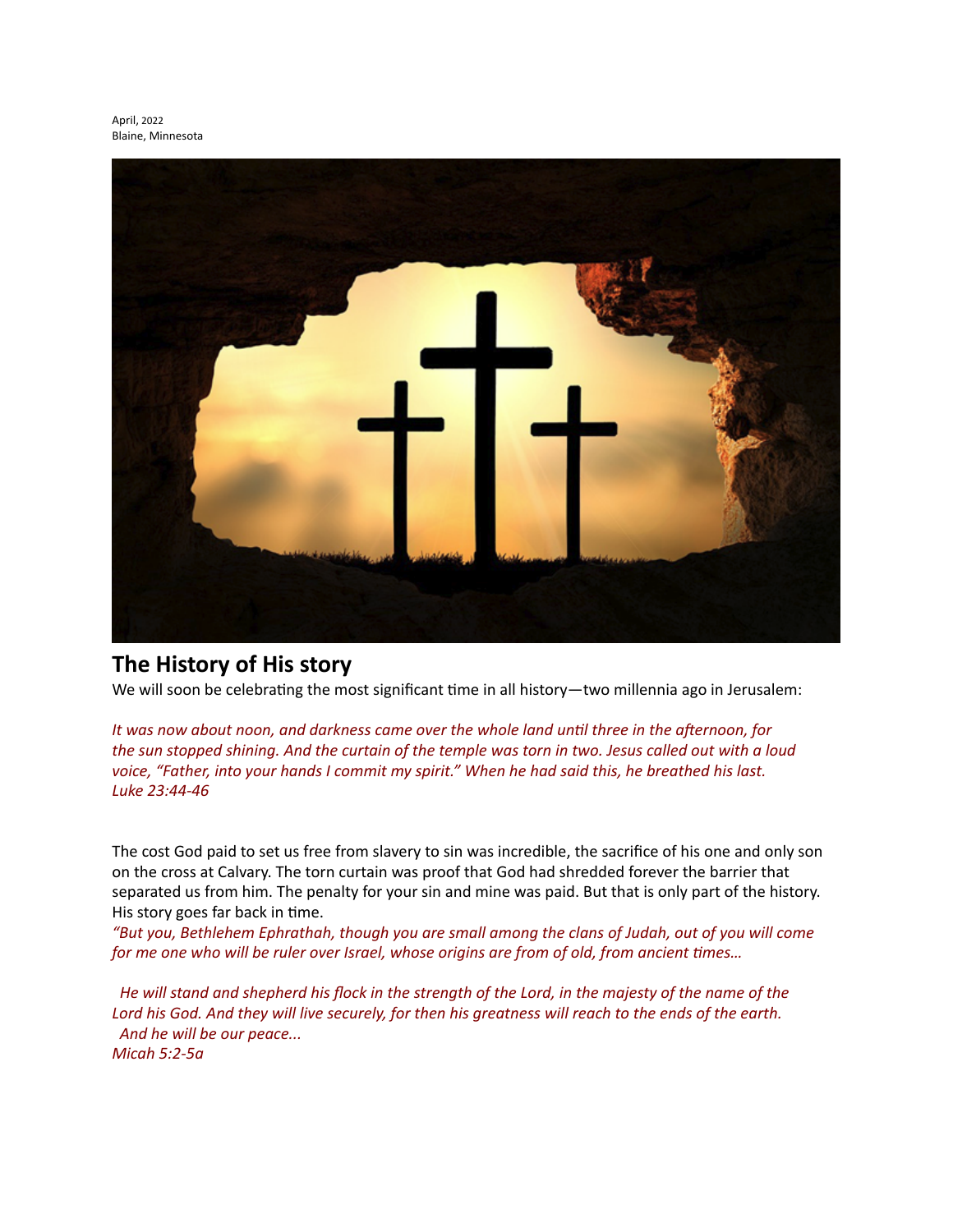April, 2022
Blaine, Minnesota

## The History of His story

We will soon be celebrating the most significant time in all history—two millennia ago in Jerusalem:

*It was now about noon, and darkness came over the whole land until three in the afternoon, for the sun stopped shining. And the curtain of the temple was torn in two. Jesus called out with a loud voice, "Father, into your hands I commit my spirit." When he had said this, he breathed his last.*
*Luke 23:44-46*

The cost God paid to set us free from slavery to sin was incredible, the sacrifice of his one and only son on the cross at Calvary. The torn curtain was proof that God had shredded forever the barrier that separated us from him. The penalty for your sin and mine was paid. But that is only part of the history. His story goes far back in time.

*"But you, Bethlehem Ephrathah, though you are small among the clans of Judah, out of you will come for me one who will be ruler over Israel, whose origins are from of old, from ancient times…*

*He will stand and shepherd his flock in the strength of the Lord, in the majesty of the name of the Lord his God. And they will live securely, for then his greatness will reach to the ends of the earth.*
*And he will be our peace...*
*Micah 5:2-5a*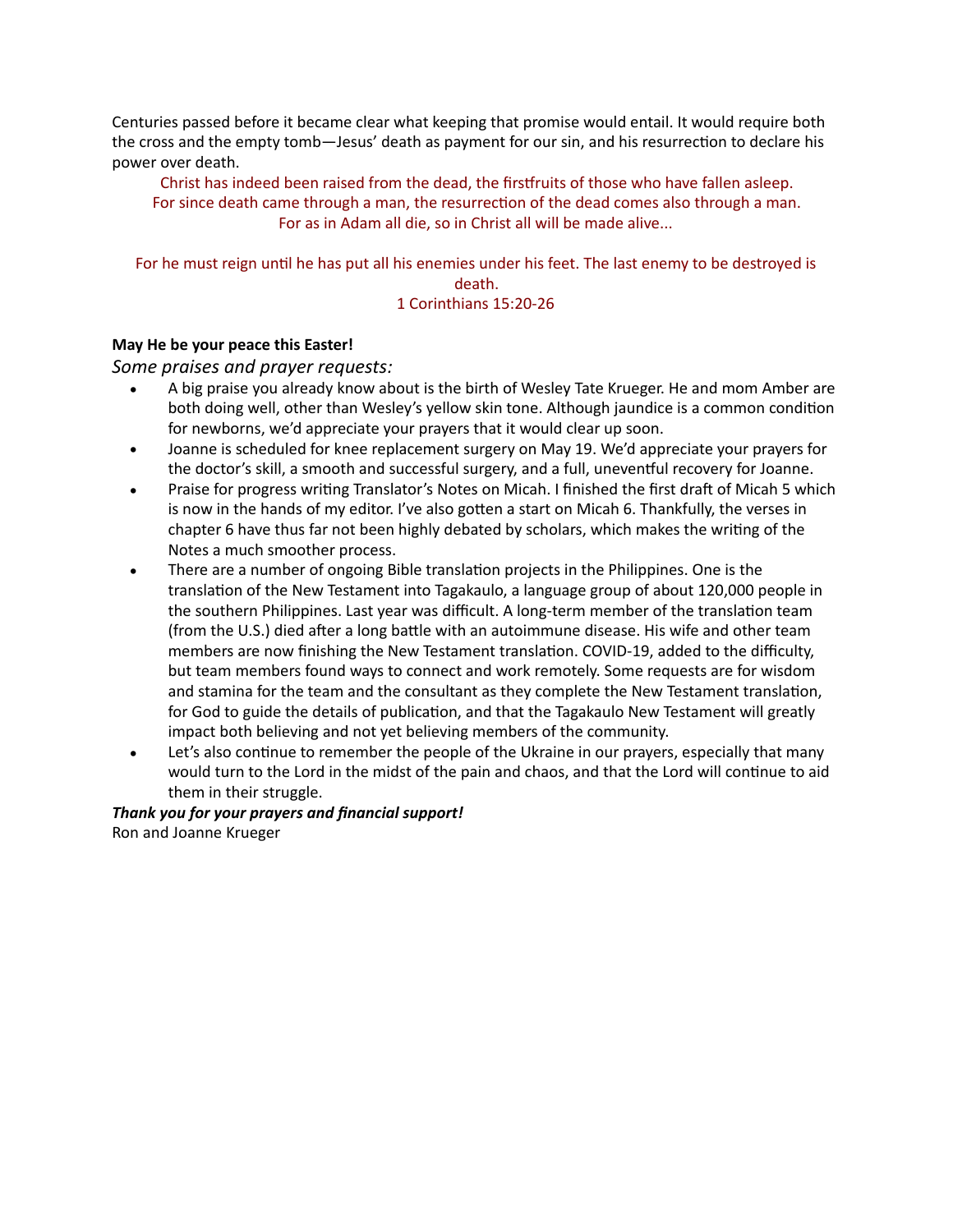Centuries passed before it became clear what keeping that promise would entail. It would require both the cross and the empty tomb—Jesus' death as payment for our sin, and his resurrection to declare his power over death.

Christ has indeed been raised from the dead, the firstfruits of those who have fallen asleep.
For since death came through a man, the resurrection of the dead comes also through a man.
For as in Adam all die, so in Christ all will be made alive...

For he must reign until he has put all his enemies under his feet. The last enemy to be destroyed is death.
1 Corinthians 15:20-26

**May He be your peace this Easter!**

*Some praises and prayer requests:*

- A big praise you already know about is the birth of Wesley Tate Krueger. He and mom Amber are both doing well, other than Wesley's yellow skin tone. Although jaundice is a common condition for newborns, we'd appreciate your prayers that it would clear up soon.
- Joanne is scheduled for knee replacement surgery on May 19. We'd appreciate your prayers for the doctor's skill, a smooth and successful surgery, and a full, uneventful recovery for Joanne.
- Praise for progress writing Translator's Notes on Micah. I finished the first draft of Micah 5 which is now in the hands of my editor. I've also gotten a start on Micah 6. Thankfully, the verses in chapter 6 have thus far not been highly debated by scholars, which makes the writing of the Notes a much smoother process.
- There are a number of ongoing Bible translation projects in the Philippines. One is the translation of the New Testament into Tagakaulo, a language group of about 120,000 people in the southern Philippines. Last year was difficult. A long-term member of the translation team (from the U.S.) died after a long battle with an autoimmune disease. His wife and other team members are now finishing the New Testament translation. COVID-19, added to the difficulty, but team members found ways to connect and work remotely. Some requests are for wisdom and stamina for the team and the consultant as they complete the New Testament translation, for God to guide the details of publication, and that the Tagakaulo New Testament will greatly impact both believing and not yet believing members of the community.
- Let's also continue to remember the people of the Ukraine in our prayers, especially that many would turn to the Lord in the midst of the pain and chaos, and that the Lord will continue to aid them in their struggle.

***Thank you for your prayers and financial support!***
Ron and Joanne Krueger